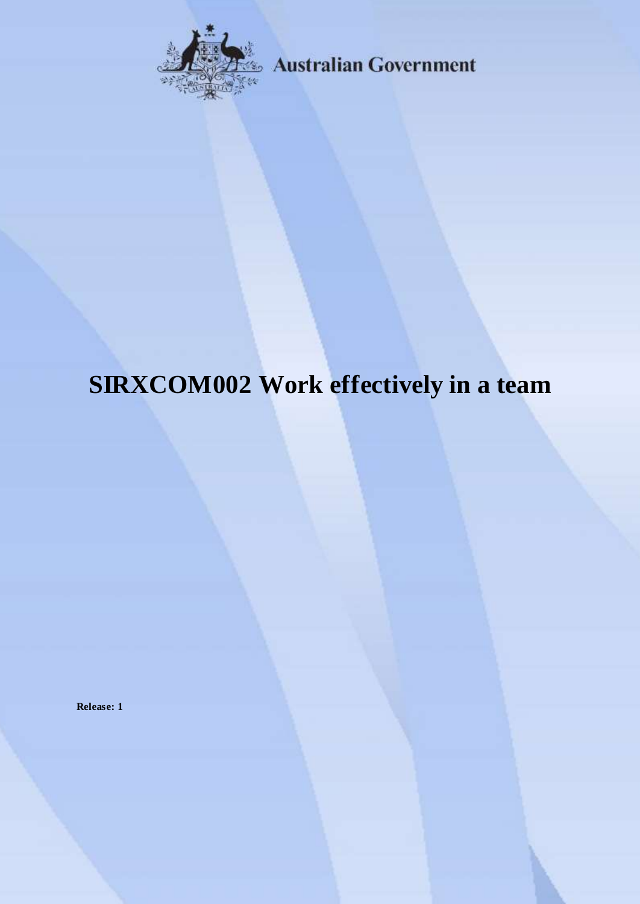Australian Government

# SIRXCOM002 Work effectively in a team

**Release: 1**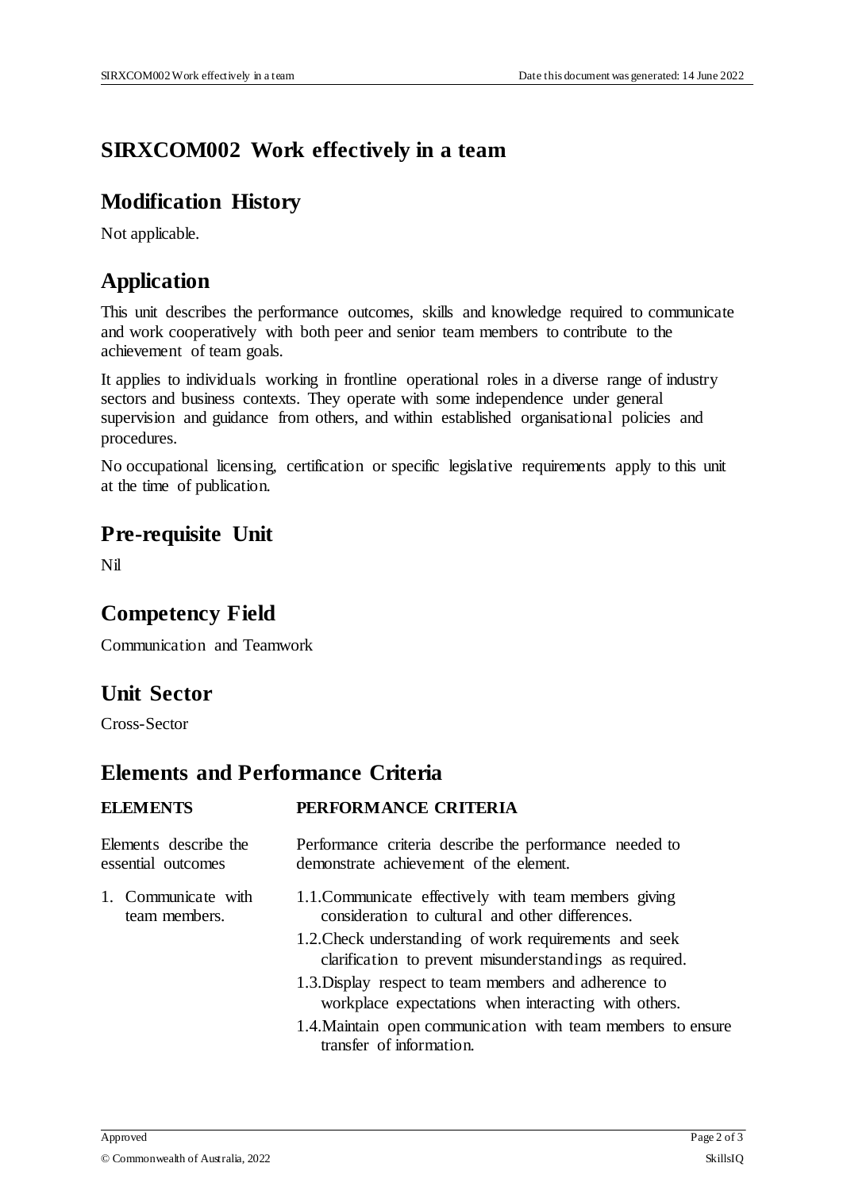# SIRXCOM002 Work effectively in a team

## Modification History

Not applicable.

## Application

This unit describes the performance outcomes, skills and knowledge required to communicate and work cooperatively with both peer and senior team members to contribute to the achievement of team goals.

It applies to individuals working in frontline operational roles in a diverse range of industry sectors and business contexts. They operate with some independence under general supervision and guidance from others, and within established organisational policies and procedures.

No occupational licensing, certification or specific legislative requirements apply to this unit at the time of publication.

## Pre-requisite Unit

Nil

## Competency Field

Communication and Teamwork

## Unit Sector

Cross-Sector

## Elements and Performance Criteria

| ELEMENTS | PERFORMANCE CRITERIA |
| --- | --- |
| Elements describe the essential outcomes | Performance criteria describe the performance needed to demonstrate achievement of the element. |
| 1. Communicate with team members. | 1.1. Communicate effectively with team members giving consideration to cultural and other differences. |
| | 1.2. Check understanding of work requirements and seek clarification to prevent misunderstandings as required. |
| | 1.3. Display respect to team members and adherence to workplace expectations when interacting with others. |
| | 1.4. Maintain open communication with team members to ensure transfer of information. |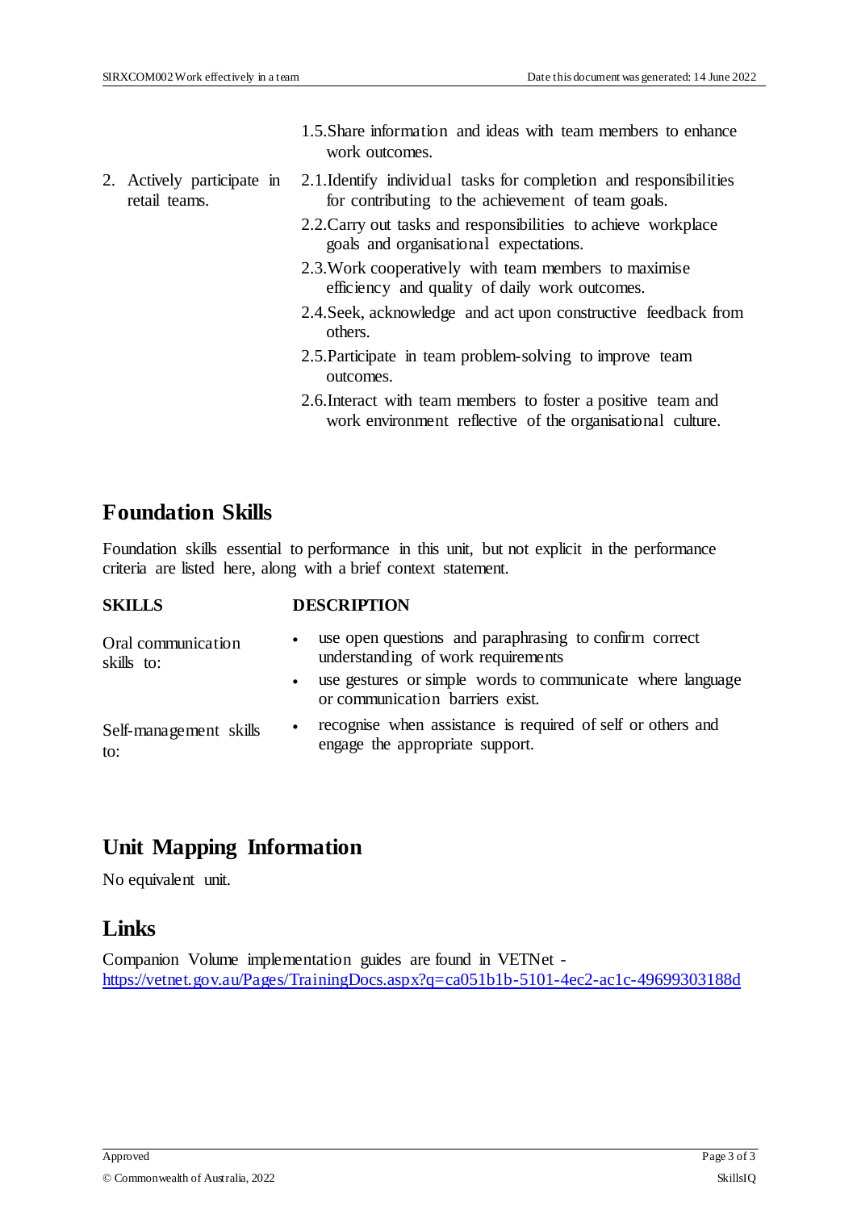| | |
|---|---|
| | 1.5. Share information and ideas with team members to enhance work outcomes. |
| 2. Actively participate in retail teams. | 2.1. Identify individual tasks for completion and responsibilities for contributing to the achievement of team goals. |
| | 2.2. Carry out tasks and responsibilities to achieve workplace goals and organisational expectations. |
| | 2.3. Work cooperatively with team members to maximise efficiency and quality of daily work outcomes. |
| | 2.4. Seek, acknowledge and act upon constructive feedback from others. |
| | 2.5. Participate in team problem-solving to improve team outcomes. |
| | 2.6. Interact with team members to foster a positive team and work environment reflective of the organisational culture. |

## Foundation Skills

Foundation skills essential to performance in this unit, but not explicit in the performance criteria are listed here, along with a brief context statement.

| SKILLS | DESCRIPTION |
|---|---|
| Oral communication skills to: | • use open questions and paraphrasing to confirm correct understanding of work requirements<br>• use gestures or simple words to communicate where language or communication barriers exist. |
| Self-management skills to: | • recognise when assistance is required of self or others and engage the appropriate support. |

## Unit Mapping Information

No equivalent unit.

## Links

Companion Volume implementation guides are found in VETNet - https://vetnet.gov.au/Pages/TrainingDocs.aspx?q=ca051b1b-5101-4ec2-ac1c-49699303188d